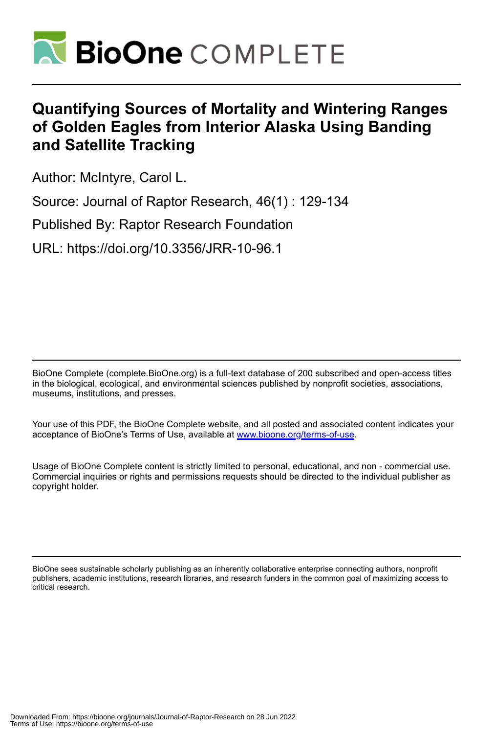# Quantifying Sources of Mortality and Wintering Ranges of Golden Eagles from Interior Alaska Using Banding and Satellite Tracking

Author: McIntyre, Carol L.

Source: Journal of Raptor Research, 46(1) : 129-134

Published By: Raptor Research Foundation

URL: https://doi.org/10.3356/JRR-10-96.1

BioOne Complete (complete.BioOne.org) is a full-text database of 200 subscribed and open-access titles in the biological, ecological, and environmental sciences published by nonprofit societies, associations, museums, institutions, and presses.

Your use of this PDF, the BioOne Complete website, and all posted and associated content indicates your acceptance of BioOne's Terms of Use, available at www.bioone.org/terms-of-use.

Usage of BioOne Complete content is strictly limited to personal, educational, and non - commercial use. Commercial inquiries or rights and permissions requests should be directed to the individual publisher as copyright holder.

BioOne sees sustainable scholarly publishing as an inherently collaborative enterprise connecting authors, nonprofit publishers, academic institutions, research libraries, and research funders in the common goal of maximizing access to critical research.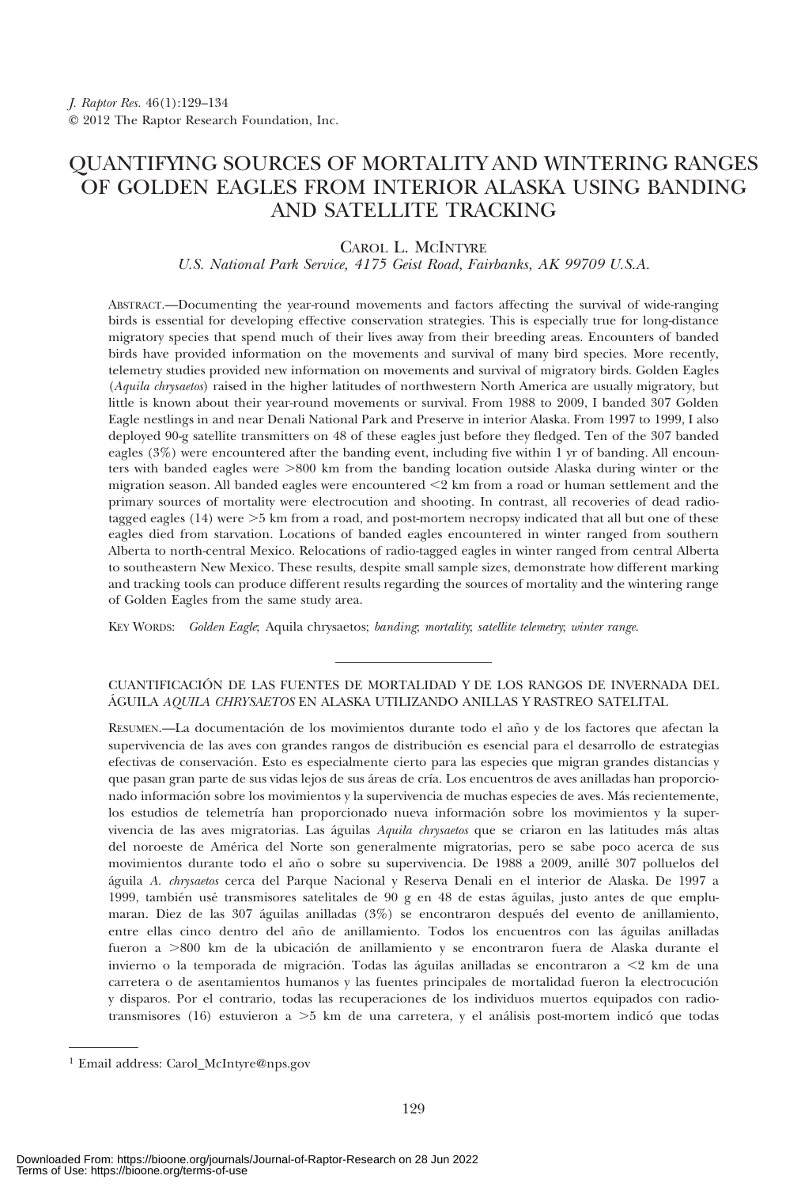# QUANTIFYING SOURCES OF MORTALITY AND WINTERING RANGES OF GOLDEN EAGLES FROM INTERIOR ALASKA USING BANDING AND SATELLITE TRACKING

CAROL L. MCINTYRE

*U.S. National Park Service, 4175 Geist Road, Fairbanks, AK 99709 U.S.A.*

ABSTRACT.—Documenting the year-round movements and factors affecting the survival of wide-ranging birds is essential for developing effective conservation strategies. This is especially true for long-distance migratory species that spend much of their lives away from their breeding areas. Encounters of banded birds have provided information on the movements and survival of many bird species. More recently, telemetry studies provided new information on movements and survival of migratory birds. Golden Eagles (*Aquila chrysaetos*) raised in the higher latitudes of northwestern North America are usually migratory, but little is known about their year-round movements or survival. From 1988 to 2009, I banded 307 Golden Eagle nestlings in and near Denali National Park and Preserve in interior Alaska. From 1997 to 1999, I also deployed 90-g satellite transmitters on 48 of these eagles just before they fledged. Ten of the 307 banded eagles (3%) were encountered after the banding event, including five within 1 yr of banding. All encounters with banded eagles were >800 km from the banding location outside Alaska during winter or the migration season. All banded eagles were encountered <2 km from a road or human settlement and the primary sources of mortality were electrocution and shooting. In contrast, all recoveries of dead radio-tagged eagles (14) were >5 km from a road, and post-mortem necropsy indicated that all but one of these eagles died from starvation. Locations of banded eagles encountered in winter ranged from southern Alberta to north-central Mexico. Relocations of radio-tagged eagles in winter ranged from central Alberta to southeastern New Mexico. These results, despite small sample sizes, demonstrate how different marking and tracking tools can produce different results regarding the sources of mortality and the wintering range of Golden Eagles from the same study area.

KEY WORDS: *Golden Eagle*; Aquila chrysaetos; *banding*; *mortality*; *satellite telemetry*; *winter range*.

---

CUANTIFICACIÓN DE LAS FUENTES DE MORTALIDAD Y DE LOS RANGOS DE INVERNADA DEL ÁGUILA *AQUILA CHRYSAETOS* EN ALASKA UTILIZANDO ANILLAS Y RASTREO SATELITAL

RESUMEN.—La documentación de los movimientos durante todo el año y de los factores que afectan la supervivencia de las aves con grandes rangos de distribución es esencial para el desarrollo de estrategias efectivas de conservación. Esto es especialmente cierto para las especies que migran grandes distancias y que pasan gran parte de sus vidas lejos de sus áreas de cría. Los encuentros de aves anilladas han proporcionado información sobre los movimientos y la supervivencia de muchas especies de aves. Más recientemente, los estudios de telemetría han proporcionado nueva información sobre los movimientos y la supervivencia de las aves migratorias. Las águilas *Aquila chrysaetos* que se criaron en las latitudes más altas del noroeste de América del Norte son generalmente migratorias, pero se sabe poco acerca de sus movimientos durante todo el año o sobre su supervivencia. De 1988 a 2009, anillé 307 polluelos del águila *A. chrysaetos* cerca del Parque Nacional y Reserva Denali en el interior de Alaska. De 1997 a 1999, también usé transmisores satelitales de 90 g en 48 de estas águilas, justo antes de que emplumaran. Diez de las 307 águilas anilladas (3%) se encontraron después del evento de anillamiento, entre ellas cinco dentro del año de anillamiento. Todos los encuentros con las águilas anilladas fueron a >800 km de la ubicación de anillamiento y se encontraron fuera de Alaska durante el invierno o la temporada de migración. Todas las águilas anilladas se encontraron a <2 km de una carretera o de asentamientos humanos y las fuentes principales de mortalidad fueron la electrocución y disparos. Por el contrario, todas las recuperaciones de los individuos muertos equipados con radiotransmisores (16) estuvieron a >5 km de una carretera, y el análisis post-mortem indicó que todas

---

[1] Email address: Carol_McIntyre@nps.gov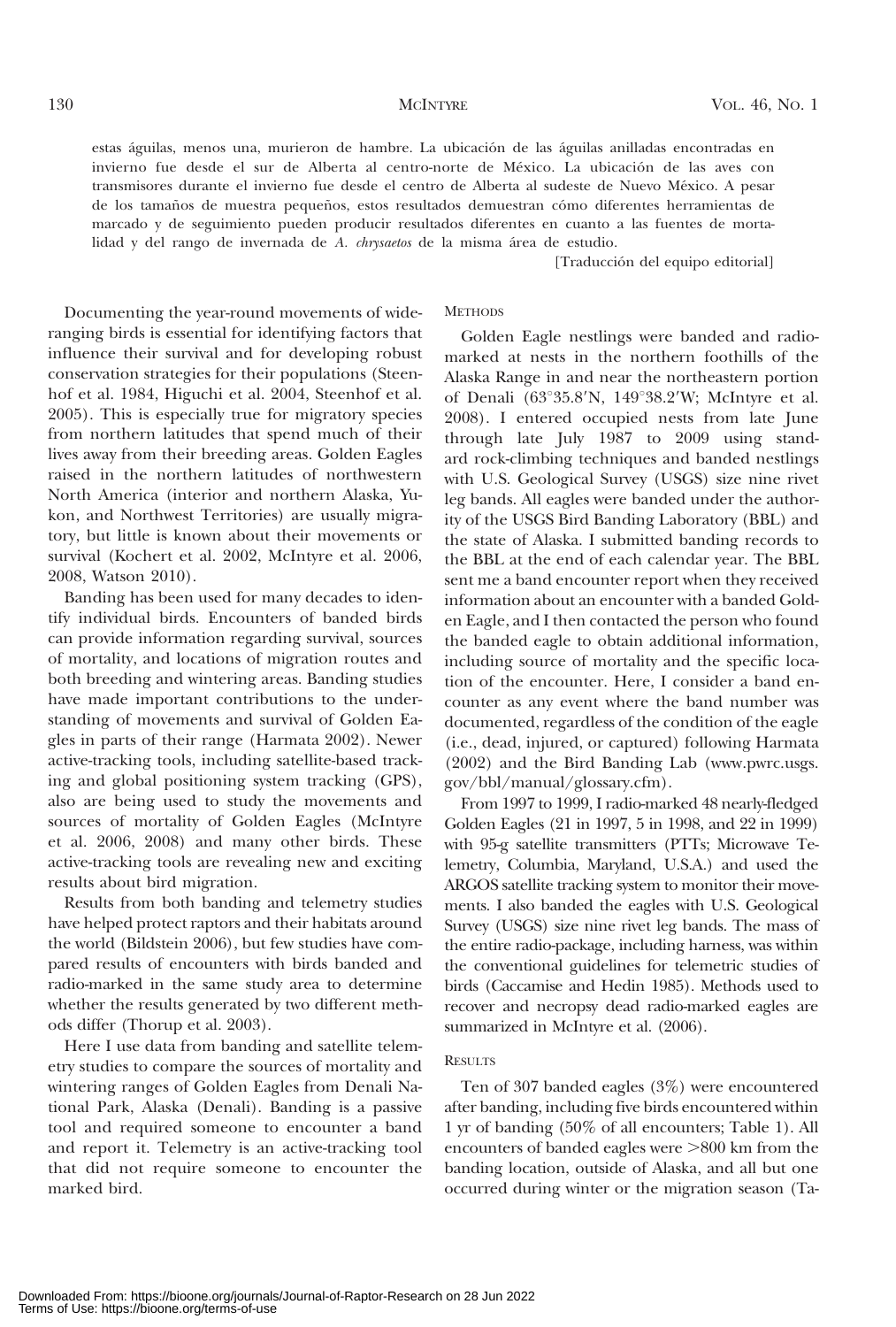estas águilas, menos una, murieron de hambre. La ubicación de las águilas anilladas encontradas en invierno fue desde el sur de Alberta al centro-norte de México. La ubicación de las aves con transmisores durante el invierno fue desde el centro de Alberta al sudeste de Nuevo México. A pesar de los tamaños de muestra pequeños, estos resultados demuestran cómo diferentes herramientas de marcado y de seguimiento pueden producir resultados diferentes en cuanto a las fuentes de mortalidad y del rango de invernada de *A. chrysaetos* de la misma área de estudio.

[Traducción del equipo editorial]

Documenting the year-round movements of wide-ranging birds is essential for identifying factors that influence their survival and for developing robust conservation strategies for their populations (Steenhof et al. 1984, Higuchi et al. 2004, Steenhof et al. 2005). This is especially true for migratory species from northern latitudes that spend much of their lives away from their breeding areas. Golden Eagles raised in the northern latitudes of northwestern North America (interior and northern Alaska, Yukon, and Northwest Territories) are usually migratory, but little is known about their movements or survival (Kochert et al. 2002, McIntyre et al. 2006, 2008, Watson 2010).

Banding has been used for many decades to identify individual birds. Encounters of banded birds can provide information regarding survival, sources of mortality, and locations of migration routes and both breeding and wintering areas. Banding studies have made important contributions to the understanding of movements and survival of Golden Eagles in parts of their range (Harmata 2002). Newer active-tracking tools, including satellite-based tracking and global positioning system tracking (GPS), also are being used to study the movements and sources of mortality of Golden Eagles (McIntyre et al. 2006, 2008) and many other birds. These active-tracking tools are revealing new and exciting results about bird migration.

Results from both banding and telemetry studies have helped protect raptors and their habitats around the world (Bildstein 2006), but few studies have compared results of encounters with birds banded and radio-marked in the same study area to determine whether the results generated by two different methods differ (Thorup et al. 2003).

Here I use data from banding and satellite telemetry studies to compare the sources of mortality and wintering ranges of Golden Eagles from Denali National Park, Alaska (Denali). Banding is a passive tool and required someone to encounter a band and report it. Telemetry is an active-tracking tool that did not require someone to encounter the marked bird.

## Methods

Golden Eagle nestlings were banded and radio-marked at nests in the northern foothills of the Alaska Range in and near the northeastern portion of Denali (63°35.8′N, 149°38.2′W; McIntyre et al. 2008). I entered occupied nests from late June through late July 1987 to 2009 using standard rock-climbing techniques and banded nestlings with U.S. Geological Survey (USGS) size nine rivet leg bands. All eagles were banded under the authority of the USGS Bird Banding Laboratory (BBL) and the state of Alaska. I submitted banding records to the BBL at the end of each calendar year. The BBL sent me a band encounter report when they received information about an encounter with a banded Golden Eagle, and I then contacted the person who found the banded eagle to obtain additional information, including source of mortality and the specific location of the encounter. Here, I consider a band encounter as any event where the band number was documented, regardless of the condition of the eagle (i.e., dead, injured, or captured) following Harmata (2002) and the Bird Banding Lab (www.pwrc.usgs.gov/bbl/manual/glossary.cfm).

From 1997 to 1999, I radio-marked 48 nearly-fledged Golden Eagles (21 in 1997, 5 in 1998, and 22 in 1999) with 95-g satellite transmitters (PTTs; Microwave Telemetry, Columbia, Maryland, U.S.A.) and used the ARGOS satellite tracking system to monitor their movements. I also banded the eagles with U.S. Geological Survey (USGS) size nine rivet leg bands. The mass of the entire radio-package, including harness, was within the conventional guidelines for telemetric studies of birds (Caccamise and Hedin 1985). Methods used to recover and necropsy dead radio-marked eagles are summarized in McIntyre et al. (2006).

## Results

Ten of 307 banded eagles (3%) were encountered after banding, including five birds encountered within 1 yr of banding (50% of all encounters; Table 1). All encounters of banded eagles were >800 km from the banding location, outside of Alaska, and all but one occurred during winter or the migration season (Ta-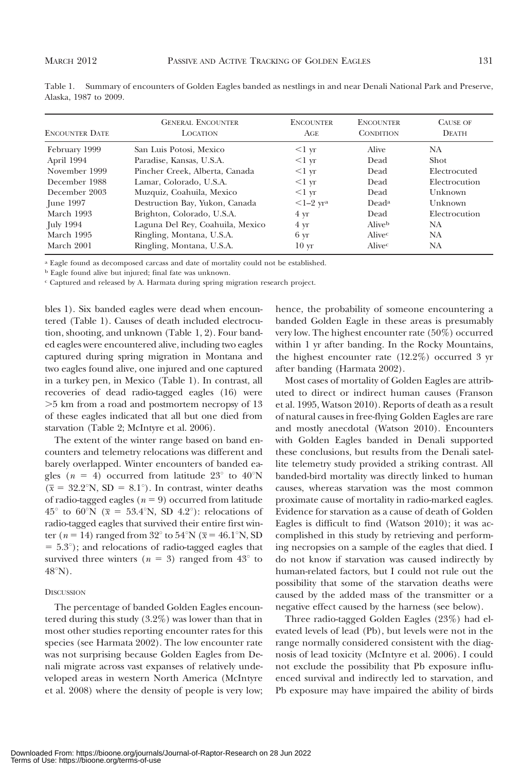Table 1. Summary of encounters of Golden Eagles banded as nestlings in and near Denali National Park and Preserve, Alaska, 1987 to 2009.

| Encounter Date | General Encounter Location | Encounter Age | Encounter Condition | Cause of Death |
|---|---|---|---|---|
| February 1999 | San Luis Potosi, Mexico | <1 yr | Alive | NA |
| April 1994 | Paradise, Kansas, U.S.A. | <1 yr | Dead | Shot |
| November 1999 | Pincher Creek, Alberta, Canada | <1 yr | Dead | Electrocuted |
| December 1988 | Lamar, Colorado, U.S.A. | <1 yr | Dead | Electrocution |
| December 2003 | Muzquiz, Coahuila, Mexico | <1 yr | Dead | Unknown |
| June 1997 | Destruction Bay, Yukon, Canada | <1–2 yr[a] | Dead[a] | Unknown |
| March 1993 | Brighton, Colorado, U.S.A. | 4 yr | Dead | Electrocution |
| July 1994 | Laguna Del Rey, Coahuila, Mexico | 4 yr | Alive[b] | NA |
| March 1995 | Ringling, Montana, U.S.A. | 6 yr | Alive[c] | NA |
| March 2001 | Ringling, Montana, U.S.A. | 10 yr | Alive[c] | NA |

[a] Eagle found as decomposed carcass and date of mortality could not be established.

[b] Eagle found alive but injured; final fate was unknown.

[c] Captured and released by A. Harmata during spring migration research project.

bles 1). Six banded eagles were dead when encountered (Table 1). Causes of death included electrocution, shooting, and unknown (Table 1, 2). Four banded eagles were encountered alive, including two eagles captured during spring migration in Montana and two eagles found alive, one injured and one captured in a turkey pen, in Mexico (Table 1). In contrast, all recoveries of dead radio-tagged eagles (16) were >5 km from a road and postmortem necropsy of 13 of these eagles indicated that all but one died from starvation (Table 2; McIntyre et al. 2006).

The extent of the winter range based on band encounters and telemetry relocations was different and barely overlapped. Winter encounters of banded eagles ($n$ = 4) occurred from latitude 23° to 40°N ($\bar{x}$ = 32.2°N, SD = 8.1°). In contrast, winter deaths of radio-tagged eagles ($n$ = 9) occurred from latitude 45° to 60°N ($\bar{x}$ = 53.4°N, SD 4.2°): relocations of radio-tagged eagles that survived their entire first winter ($n$ = 14) ranged from 32° to 54°N ($\bar{x}$ = 46.1°N, SD = 5.3°); and relocations of radio-tagged eagles that survived three winters ($n$ = 3) ranged from 43° to 48°N).

### Discussion

The percentage of banded Golden Eagles encountered during this study (3.2%) was lower than that in most other studies reporting encounter rates for this species (see Harmata 2002). The low encounter rate was not surprising because Golden Eagles from Denali migrate across vast expanses of relatively undeveloped areas in western North America (McIntyre et al. 2008) where the density of people is very low; hence, the probability of someone encountering a banded Golden Eagle in these areas is presumably very low. The highest encounter rate (50%) occurred within 1 yr after banding. In the Rocky Mountains, the highest encounter rate (12.2%) occurred 3 yr after banding (Harmata 2002).

Most cases of mortality of Golden Eagles are attributed to direct or indirect human causes (Franson et al. 1995, Watson 2010). Reports of death as a result of natural causes in free-flying Golden Eagles are rare and mostly anecdotal (Watson 2010). Encounters with Golden Eagles banded in Denali supported these conclusions, but results from the Denali satellite telemetry study provided a striking contrast. All banded-bird mortality was directly linked to human causes, whereas starvation was the most common proximate cause of mortality in radio-marked eagles. Evidence for starvation as a cause of death of Golden Eagles is difficult to find (Watson 2010); it was accomplished in this study by retrieving and performing necropsies on a sample of the eagles that died. I do not know if starvation was caused indirectly by human-related factors, but I could not rule out the possibility that some of the starvation deaths were caused by the added mass of the transmitter or a negative effect caused by the harness (see below).

Three radio-tagged Golden Eagles (23%) had elevated levels of lead (Pb), but levels were not in the range normally considered consistent with the diagnosis of lead toxicity (McIntyre et al. 2006). I could not exclude the possibility that Pb exposure influenced survival and indirectly led to starvation, and Pb exposure may have impaired the ability of birds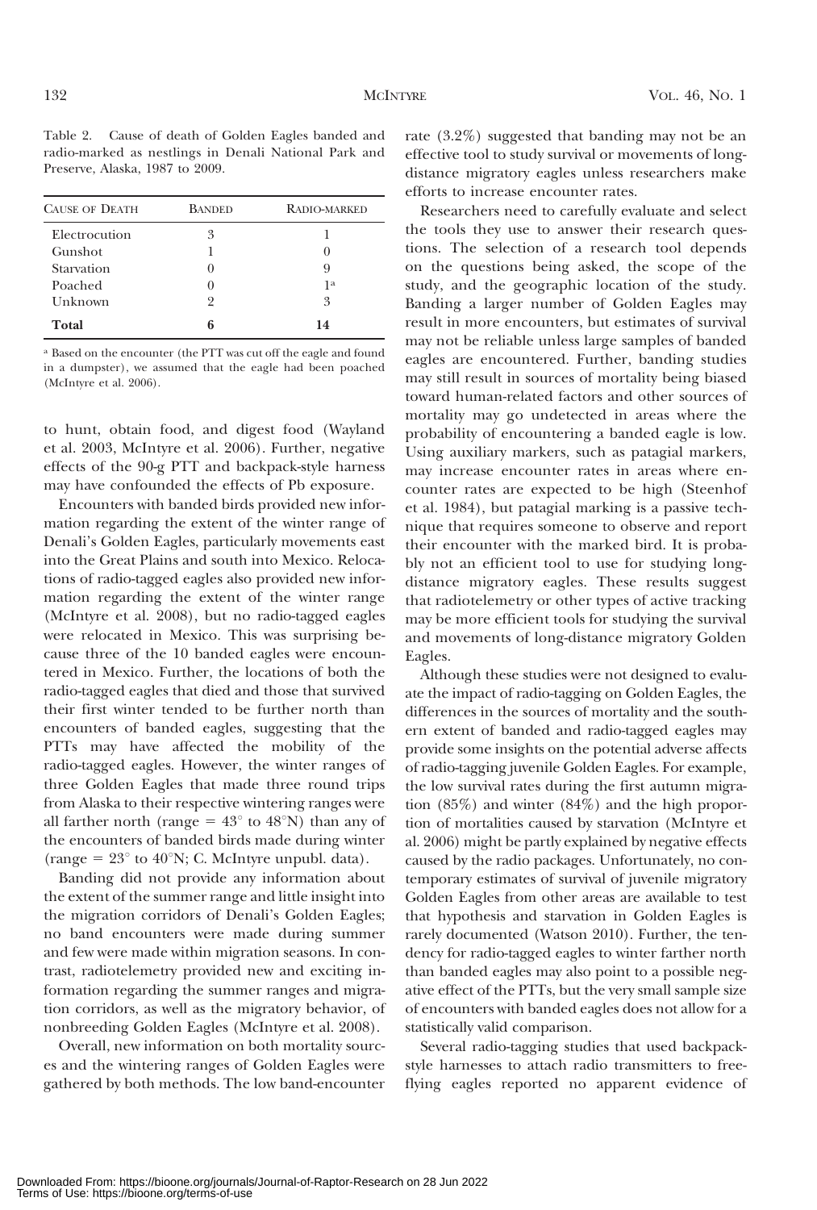Table 2. Cause of death of Golden Eagles banded and radio-marked as nestlings in Denali National Park and Preserve, Alaska, 1987 to 2009.

| Cause of Death | Banded | Radio-marked |
| --- | --- | --- |
| Electrocution | 3 | 1 |
| Gunshot | 1 | 0 |
| Starvation | 0 | 9 |
| Poached | 0 | 1[a] |
| Unknown | 2 | 3 |
| **Total** | **6** | **14** |

[a] Based on the encounter (the PTT was cut off the eagle and found in a dumpster), we assumed that the eagle had been poached (McIntyre et al. 2006).

to hunt, obtain food, and digest food (Wayland et al. 2003, McIntyre et al. 2006). Further, negative effects of the 90-g PTT and backpack-style harness may have confounded the effects of Pb exposure.

Encounters with banded birds provided new information regarding the extent of the winter range of Denali's Golden Eagles, particularly movements east into the Great Plains and south into Mexico. Relocations of radio-tagged eagles also provided new information regarding the extent of the winter range (McIntyre et al. 2008), but no radio-tagged eagles were relocated in Mexico. This was surprising because three of the 10 banded eagles were encountered in Mexico. Further, the locations of both the radio-tagged eagles that died and those that survived their first winter tended to be further north than encounters of banded eagles, suggesting that the PTTs may have affected the mobility of the radio-tagged eagles. However, the winter ranges of three Golden Eagles that made three round trips from Alaska to their respective wintering ranges were all farther north (range = 43° to 48°N) than any of the encounters of banded birds made during winter (range = 23° to 40°N; C. McIntyre unpubl. data).

Banding did not provide any information about the extent of the summer range and little insight into the migration corridors of Denali's Golden Eagles; no band encounters were made during summer and few were made within migration seasons. In contrast, radiotelemetry provided new and exciting information regarding the summer ranges and migration corridors, as well as the migratory behavior, of nonbreeding Golden Eagles (McIntyre et al. 2008).

Overall, new information on both mortality sources and the wintering ranges of Golden Eagles were gathered by both methods. The low band-encounter rate (3.2%) suggested that banding may not be an effective tool to study survival or movements of long-distance migratory eagles unless researchers make efforts to increase encounter rates.

Researchers need to carefully evaluate and select the tools they use to answer their research questions. The selection of a research tool depends on the questions being asked, the scope of the study, and the geographic location of the study. Banding a larger number of Golden Eagles may result in more encounters, but estimates of survival may not be reliable unless large samples of banded eagles are encountered. Further, banding studies may still result in sources of mortality being biased toward human-related factors and other sources of mortality may go undetected in areas where the probability of encountering a banded eagle is low. Using auxiliary markers, such as patagial markers, may increase encounter rates in areas where encounter rates are expected to be high (Steenhof et al. 1984), but patagial marking is a passive technique that requires someone to observe and report their encounter with the marked bird. It is probably not an efficient tool to use for studying long-distance migratory eagles. These results suggest that radiotelemetry or other types of active tracking may be more efficient tools for studying the survival and movements of long-distance migratory Golden Eagles.

Although these studies were not designed to evaluate the impact of radio-tagging on Golden Eagles, the differences in the sources of mortality and the southern extent of banded and radio-tagged eagles may provide some insights on the potential adverse affects of radio-tagging juvenile Golden Eagles. For example, the low survival rates during the first autumn migration (85%) and winter (84%) and the high proportion of mortalities caused by starvation (McIntyre et al. 2006) might be partly explained by negative effects caused by the radio packages. Unfortunately, no contemporary estimates of survival of juvenile migratory Golden Eagles from other areas are available to test that hypothesis and starvation in Golden Eagles is rarely documented (Watson 2010). Further, the tendency for radio-tagged eagles to winter farther north than banded eagles may also point to a possible negative effect of the PTTs, but the very small sample size of encounters with banded eagles does not allow for a statistically valid comparison.

Several radio-tagging studies that used backpack-style harnesses to attach radio transmitters to free-flying eagles reported no apparent evidence of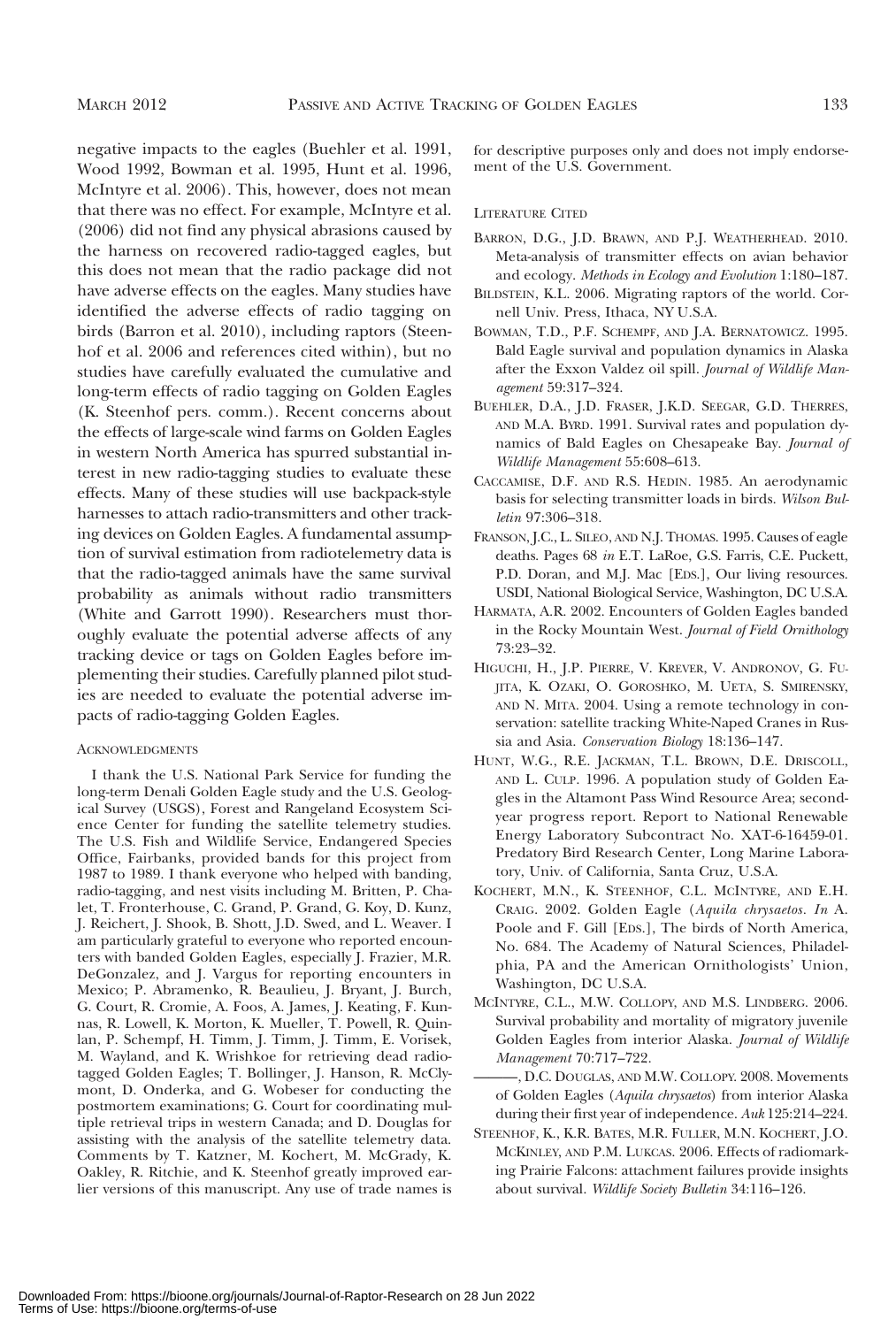negative impacts to the eagles (Buehler et al. 1991, Wood 1992, Bowman et al. 1995, Hunt et al. 1996, McIntyre et al. 2006). This, however, does not mean that there was no effect. For example, McIntyre et al. (2006) did not find any physical abrasions caused by the harness on recovered radio-tagged eagles, but this does not mean that the radio package did not have adverse effects on the eagles. Many studies have identified the adverse effects of radio tagging on birds (Barron et al. 2010), including raptors (Steenhof et al. 2006 and references cited within), but no studies have carefully evaluated the cumulative and long-term effects of radio tagging on Golden Eagles (K. Steenhof pers. comm.). Recent concerns about the effects of large-scale wind farms on Golden Eagles in western North America has spurred substantial interest in new radio-tagging studies to evaluate these effects. Many of these studies will use backpack-style harnesses to attach radio-transmitters and other tracking devices on Golden Eagles. A fundamental assumption of survival estimation from radiotelemetry data is that the radio-tagged animals have the same survival probability as animals without radio transmitters (White and Garrott 1990). Researchers must thoroughly evaluate the potential adverse affects of any tracking device or tags on Golden Eagles before implementing their studies. Carefully planned pilot studies are needed to evaluate the potential adverse impacts of radio-tagging Golden Eagles.

## Acknowledgments

I thank the U.S. National Park Service for funding the long-term Denali Golden Eagle study and the U.S. Geological Survey (USGS), Forest and Rangeland Ecosystem Science Center for funding the satellite telemetry studies. The U.S. Fish and Wildlife Service, Endangered Species Office, Fairbanks, provided bands for this project from 1987 to 1989. I thank everyone who helped with banding, radio-tagging, and nest visits including M. Britten, P. Chalet, T. Fronterhouse, C. Grand, P. Grand, G. Koy, D. Kunz, J. Reichert, J. Shook, B. Shott, J.D. Swed, and L. Weaver. I am particularly grateful to everyone who reported encounters with banded Golden Eagles, especially J. Frazier, M.R. DeGonzalez, and J. Vargus for reporting encounters in Mexico; P. Abramenko, R. Beaulieu, J. Bryant, J. Burch, G. Court, R. Cromie, A. Foos, A. James, J. Keating, F. Kunnas, R. Lowell, K. Morton, K. Mueller, T. Powell, R. Quinlan, P. Schempf, H. Timm, J. Timm, J. Timm, E. Vorisek, M. Wayland, and K. Wrishkoe for retrieving dead radio-tagged Golden Eagles; T. Bollinger, J. Hanson, R. McClymont, D. Onderka, and G. Wobeser for conducting the postmortem examinations; G. Court for coordinating multiple retrieval trips in western Canada; and D. Douglas for assisting with the analysis of the satellite telemetry data. Comments by T. Katzner, M. Kochert, M. McGrady, K. Oakley, R. Ritchie, and K. Steenhof greatly improved earlier versions of this manuscript. Any use of trade names is for descriptive purposes only and does not imply endorsement of the U.S. Government.

## Literature Cited

Barron, D.G., J.D. Brawn, and P.J. Weatherhead. 2010. Meta-analysis of transmitter effects on avian behavior and ecology. *Methods in Ecology and Evolution* 1:180–187.

Bildstein, K.L. 2006. Migrating raptors of the world. Cornell Univ. Press, Ithaca, NY U.S.A.

Bowman, T.D., P.F. Schempf, and J.A. Bernatowicz. 1995. Bald Eagle survival and population dynamics in Alaska after the Exxon Valdez oil spill. *Journal of Wildlife Management* 59:317–324.

Buehler, D.A., J.D. Fraser, J.K.D. Seegar, G.D. Therres, and M.A. Byrd. 1991. Survival rates and population dynamics of Bald Eagles on Chesapeake Bay. *Journal of Wildlife Management* 55:608–613.

Caccamise, D.F. and R.S. Hedin. 1985. An aerodynamic basis for selecting transmitter loads in birds. *Wilson Bulletin* 97:306–318.

Franson, J.C., L. Sileo, and N.J. Thomas. 1995. Causes of eagle deaths. Pages 68 *in* E.T. LaRoe, G.S. Farris, C.E. Puckett, P.D. Doran, and M.J. Mac [Eds.], Our living resources. USDI, National Biological Service, Washington, DC U.S.A.

Harmata, A.R. 2002. Encounters of Golden Eagles banded in the Rocky Mountain West. *Journal of Field Ornithology* 73:23–32.

Higuchi, H., J.P. Pierre, V. Krever, V. Andronov, G. Fujita, K. Ozaki, O. Goroshko, M. Ueta, S. Smirensky, and N. Mita. 2004. Using a remote technology in conservation: satellite tracking White-Naped Cranes in Russia and Asia. *Conservation Biology* 18:136–147.

Hunt, W.G., R.E. Jackman, T.L. Brown, D.E. Driscoll, and L. Culp. 1996. A population study of Golden Eagles in the Altamont Pass Wind Resource Area; second-year progress report. Report to National Renewable Energy Laboratory Subcontract No. XAT-6-16459-01. Predatory Bird Research Center, Long Marine Laboratory, Univ. of California, Santa Cruz, U.S.A.

Kochert, M.N., K. Steenhof, C.L. McIntyre, and E.H. Craig. 2002. Golden Eagle (*Aquila chrysaetos*. *In* A. Poole and F. Gill [Eds.], The birds of North America, No. 684. The Academy of Natural Sciences, Philadelphia, PA and the American Ornithologists' Union, Washington, DC U.S.A.

McIntyre, C.L., M.W. Collopy, and M.S. Lindberg. 2006. Survival probability and mortality of migratory juvenile Golden Eagles from interior Alaska. *Journal of Wildlife Management* 70:717–722.

———, D.C. Douglas, and M.W. Collopy. 2008. Movements of Golden Eagles (*Aquila chrysaetos*) from interior Alaska during their first year of independence. *Auk* 125:214–224.

Steenhof, K., K.R. Bates, M.R. Fuller, M.N. Kochert, J.O. McKinley, and P.M. Lukcas. 2006. Effects of radiomarking Prairie Falcons: attachment failures provide insights about survival. *Wildlife Society Bulletin* 34:116–126.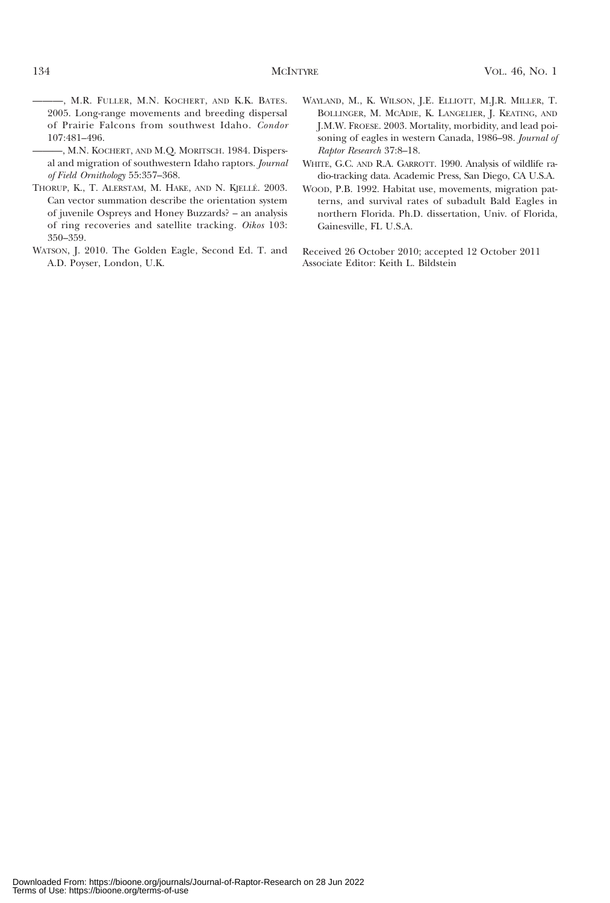———, M.R. Fuller, M.N. Kochert, and K.K. Bates. 2005. Long-range movements and breeding dispersal of Prairie Falcons from southwest Idaho. *Condor* 107:481–496.

———, M.N. Kochert, and M.Q. Moritsch. 1984. Dispersal and migration of southwestern Idaho raptors. *Journal of Field Ornithology* 55:357–368.

Thorup, K., T. Alerstam, M. Hake, and N. Kjellé. 2003. Can vector summation describe the orientation system of juvenile Ospreys and Honey Buzzards? – an analysis of ring recoveries and satellite tracking. *Oikos* 103: 350–359.

Watson, J. 2010. The Golden Eagle, Second Ed. T. and A.D. Poyser, London, U.K.

Wayland, M., K. Wilson, J.E. Elliott, M.J.R. Miller, T. Bollinger, M. McAdie, K. Langelier, J. Keating, and J.M.W. Froese. 2003. Mortality, morbidity, and lead poisoning of eagles in western Canada, 1986–98. *Journal of Raptor Research* 37:8–18.

White, G.C. and R.A. Garrott. 1990. Analysis of wildlife radio-tracking data. Academic Press, San Diego, CA U.S.A.

Wood, P.B. 1992. Habitat use, movements, migration patterns, and survival rates of subadult Bald Eagles in northern Florida. Ph.D. dissertation, Univ. of Florida, Gainesville, FL U.S.A.

Received 26 October 2010; accepted 12 October 2011
Associate Editor: Keith L. Bildstein